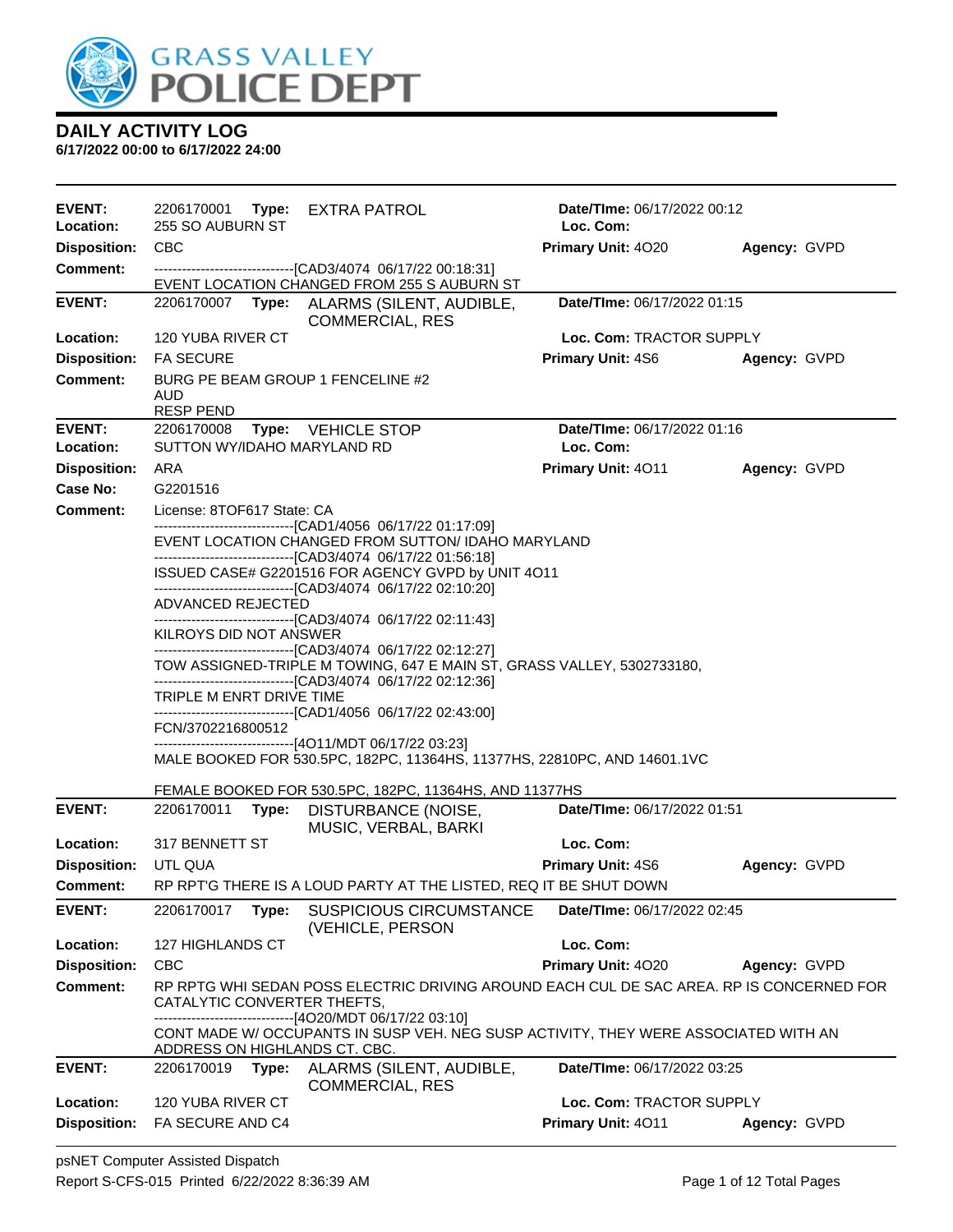# DAILY ACTIVITY LOG

**6/17/2022 00:00 to 6/17/2022 24:00**

| | | | | |
|---|---|---|---|---|
| **EVENT:** | 2206170001 **Type:** EXTRA PATROL | **Date/TIme:** 06/17/2022 00:12 | | |
| **Location:** | 255 SO AUBURN ST | **Loc. Com:** | | |
| **Disposition:** | CBC | **Primary Unit:** 4O20 | **Agency:** GVPD | |
| **Comment:** | ------------------------------[CAD3/4074 06/17/22 00:18:31] EVENT LOCATION CHANGED FROM 255 S AUBURN ST | | | |

| | | | | |
|---|---|---|---|---|
| **EVENT:** | 2206170007 **Type:** ALARMS (SILENT, AUDIBLE, COMMERCIAL, RES | **Date/TIme:** 06/17/2022 01:15 | | |
| **Location:** | 120 YUBA RIVER CT | **Loc. Com:** TRACTOR SUPPLY | | |
| **Disposition:** | FA SECURE | **Primary Unit:** 4S6 | **Agency:** GVPD | |
| **Comment:** | BURG PE BEAM GROUP 1 FENCELINE #2<br>AUD<br>RESP PEND | | | |

| | | | | |
|---|---|---|---|---|
| **EVENT:** | 2206170008 **Type:** VEHICLE STOP | **Date/TIme:** 06/17/2022 01:16 | | |
| **Location:** | SUTTON WY/IDAHO MARYLAND RD | **Loc. Com:** | | |
| **Disposition:** | ARA | **Primary Unit:** 4O11 | **Agency:** GVPD | |
| **Case No:** | G2201516 | | | |
| **Comment:** | License: 8TOF617 State: CA<br>------------------------------[CAD1/4056 06/17/22 01:17:09]<br>EVENT LOCATION CHANGED FROM SUTTON/ IDAHO MARYLAND<br>------------------------------[CAD3/4074 06/17/22 01:56:18]<br>ISSUED CASE# G2201516 FOR AGENCY GVPD by UNIT 4O11<br>------------------------------[CAD3/4074 06/17/22 02:10:20]<br>ADVANCED REJECTED<br>------------------------------[CAD3/4074 06/17/22 02:11:43]<br>KILROYS DID NOT ANSWER<br>------------------------------[CAD3/4074 06/17/22 02:12:27]<br>TOW ASSIGNED-TRIPLE M TOWING, 647 E MAIN ST, GRASS VALLEY, 5302733180,<br>------------------------------[CAD3/4074 06/17/22 02:12:36]<br>TRIPLE M ENRT DRIVE TIME<br>------------------------------[CAD1/4056 06/17/22 02:43:00]<br>FCN/3702216800512<br>------------------------------[4O11/MDT 06/17/22 03:23]<br>MALE BOOKED FOR 530.5PC, 182PC, 11364HS, 11377HS, 22810PC, AND 14601.1VC<br><br>FEMALE BOOKED FOR 530.5PC, 182PC, 11364HS, AND 11377HS | | | |

| | | | | |
|---|---|---|---|---|
| **EVENT:** | 2206170011 **Type:** DISTURBANCE (NOISE, MUSIC, VERBAL, BARKI | **Date/TIme:** 06/17/2022 01:51 | | |
| **Location:** | 317 BENNETT ST | **Loc. Com:** | | |
| **Disposition:** | UTL QUA | **Primary Unit:** 4S6 | **Agency:** GVPD | |
| **Comment:** | RP RPT'G THERE IS A LOUD PARTY AT THE LISTED, REQ IT BE SHUT DOWN | | | |

| | | | | |
|---|---|---|---|---|
| **EVENT:** | 2206170017 **Type:** SUSPICIOUS CIRCUMSTANCE (VEHICLE, PERSON | **Date/TIme:** 06/17/2022 02:45 | | |
| **Location:** | 127 HIGHLANDS CT | **Loc. Com:** | | |
| **Disposition:** | CBC | **Primary Unit:** 4O20 | **Agency:** GVPD | |
| **Comment:** | RP RPTG WHI SEDAN POSS ELECTRIC DRIVING AROUND EACH CUL DE SAC AREA. RP IS CONCERNED FOR CATALYTIC CONVERTER THEFTS,<br>------------------------------[4O20/MDT 06/17/22 03:10]<br>CONT MADE W/ OCCUPANTS IN SUSP VEH. NEG SUSP ACTIVITY, THEY WERE ASSOCIATED WITH AN ADDRESS ON HIGHLANDS CT. CBC. | | | |

| | | | | |
|---|---|---|---|---|
| **EVENT:** | 2206170019 **Type:** ALARMS (SILENT, AUDIBLE, COMMERCIAL, RES | **Date/TIme:** 06/17/2022 03:25 | | |
| **Location:** | 120 YUBA RIVER CT | **Loc. Com:** TRACTOR SUPPLY | | |
| **Disposition:** | FA SECURE AND C4 | **Primary Unit:** 4O11 | **Agency:** GVPD | |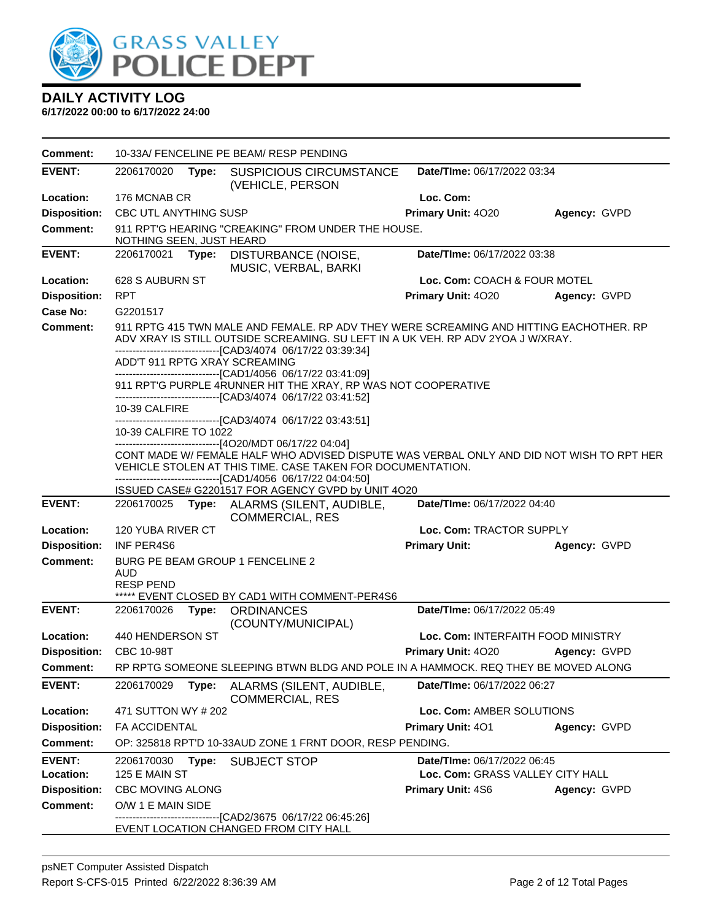# DAILY ACTIVITY LOG

**6/17/2022 00:00 to 6/17/2022 24:00**

**Comment:** 10-33A/ FENCELINE PE BEAM/ RESP PENDING

---

**EVENT:** 2206170020 **Type:** SUSPICIOUS CIRCUMSTANCE (VEHICLE, PERSON **Date/TIme:** 06/17/2022 03:34
**Location:** 176 MCNAB CR **Loc. Com:**
**Disposition:** CBC UTL ANYTHING SUSP **Primary Unit:** 4O20 **Agency:** GVPD
**Comment:** 911 RPT'G HEARING "CREAKING" FROM UNDER THE HOUSE. NOTHING SEEN, JUST HEARD

---

**EVENT:** 2206170021 **Type:** DISTURBANCE (NOISE, MUSIC, VERBAL, BARKI **Date/TIme:** 06/17/2022 03:38
**Location:** 628 S AUBURN ST **Loc. Com:** COACH & FOUR MOTEL
**Disposition:** RPT **Primary Unit:** 4O20 **Agency:** GVPD
**Case No:** G2201517
**Comment:** 911 RPTG 415 TWN MALE AND FEMALE. RP ADV THEY WERE SCREAMING AND HITTING EACHOTHER. RP ADV XRAY IS STILL OUTSIDE SCREAMING. SU LEFT IN A UK VEH. RP ADV 2YOA J W/XRAY.
------------------------------[CAD3/4074 06/17/22 03:39:34]
ADD'T 911 RPTG XRAY SCREAMING
------------------------------[CAD1/4056 06/17/22 03:41:09]
911 RPT'G PURPLE 4RUNNER HIT THE XRAY, RP WAS NOT COOPERATIVE
------------------------------[CAD3/4074 06/17/22 03:41:52]
10-39 CALFIRE
------------------------------[CAD3/4074 06/17/22 03:43:51]
10-39 CALFIRE TO 1022
------------------------------[4O20/MDT 06/17/22 04:04]
CONT MADE W/ FEMALE HALF WHO ADVISED DISPUTE WAS VERBAL ONLY AND DID NOT WISH TO RPT HER VEHICLE STOLEN AT THIS TIME. CASE TAKEN FOR DOCUMENTATION.
------------------------------[CAD1/4056 06/17/22 04:04:50]
ISSUED CASE# G2201517 FOR AGENCY GVPD by UNIT 4O20

---

**EVENT:** 2206170025 **Type:** ALARMS (SILENT, AUDIBLE, COMMERCIAL, RES **Date/TIme:** 06/17/2022 04:40
**Location:** 120 YUBA RIVER CT **Loc. Com:** TRACTOR SUPPLY
**Disposition:** INF PER4S6 **Primary Unit:** **Agency:** GVPD
**Comment:** BURG PE BEAM GROUP 1 FENCELINE 2
AUD
RESP PEND
***** EVENT CLOSED BY CAD1 WITH COMMENT-PER4S6

---

**EVENT:** 2206170026 **Type:** ORDINANCES (COUNTY/MUNICIPAL) **Date/TIme:** 06/17/2022 05:49
**Location:** 440 HENDERSON ST **Loc. Com:** INTERFAITH FOOD MINISTRY
**Disposition:** CBC 10-98T **Primary Unit:** 4O20 **Agency:** GVPD
**Comment:** RP RPTG SOMEONE SLEEPING BTWN BLDG AND POLE IN A HAMMOCK. REQ THEY BE MOVED ALONG

---

**EVENT:** 2206170029 **Type:** ALARMS (SILENT, AUDIBLE, COMMERCIAL, RES **Date/TIme:** 06/17/2022 06:27
**Location:** 471 SUTTON WY # 202 **Loc. Com:** AMBER SOLUTIONS
**Disposition:** FA ACCIDENTAL **Primary Unit:** 4O1 **Agency:** GVPD
**Comment:** OP: 325818 RPT'D 10-33AUD ZONE 1 FRNT DOOR, RESP PENDING.

---

**EVENT:** 2206170030 **Type:** SUBJECT STOP **Date/TIme:** 06/17/2022 06:45
**Location:** 125 E MAIN ST **Loc. Com:** GRASS VALLEY CITY HALL
**Disposition:** CBC MOVING ALONG **Primary Unit:** 4S6 **Agency:** GVPD
**Comment:** O/W 1 E MAIN SIDE
------------------------------[CAD2/3675 06/17/22 06:45:26]
EVENT LOCATION CHANGED FROM CITY HALL

---

psNET Computer Assisted Dispatch
Report S-CFS-015 Printed 6/22/2022 8:36:39 AM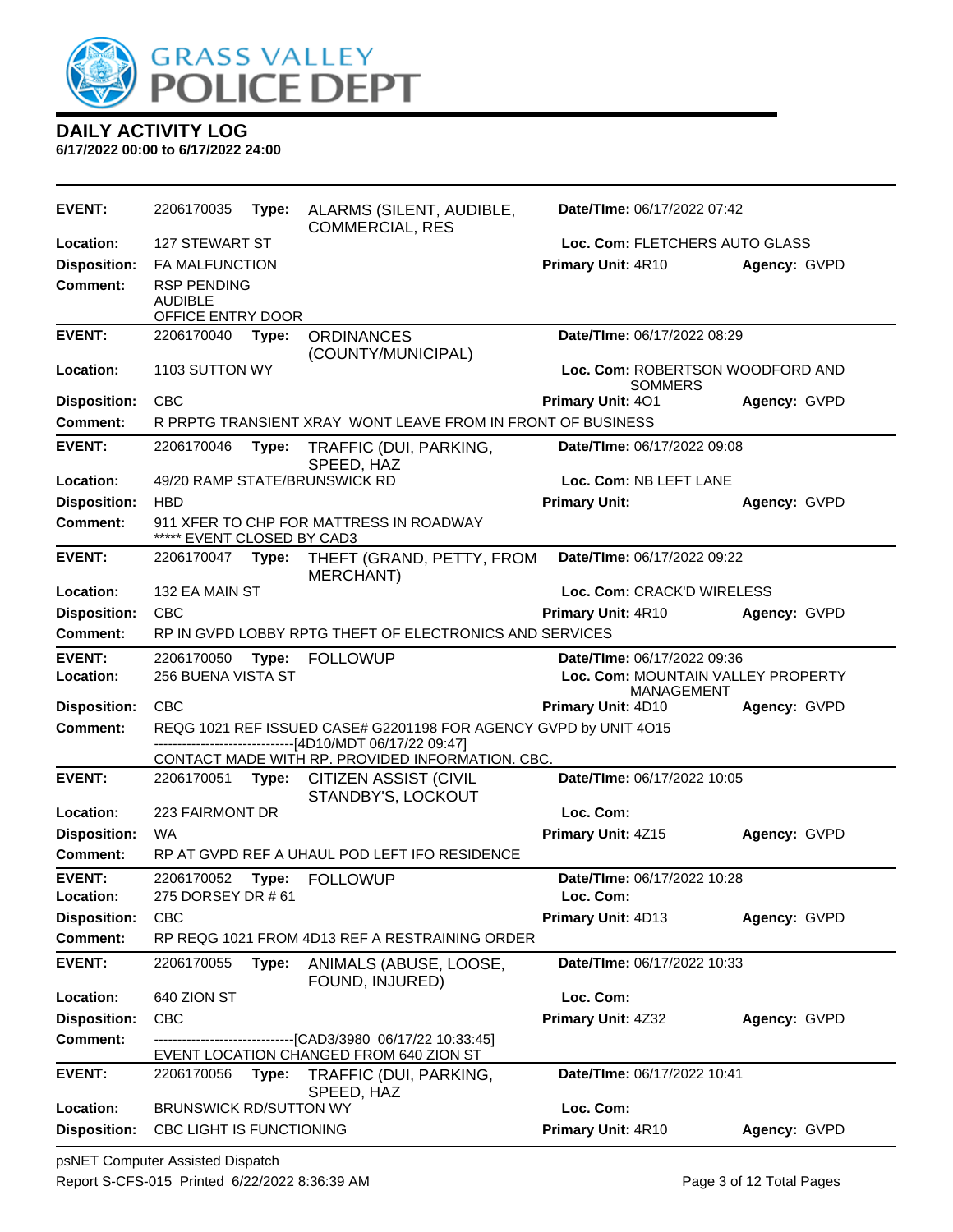# GRASS VALLEY POLICE DEPT

## DAILY ACTIVITY LOG
**6/17/2022 00:00 to 6/17/2022 24:00**

---

**EVENT:** 2206170035 **Type:** ALARMS (SILENT, AUDIBLE, COMMERCIAL, RES **Date/TIme:** 06/17/2022 07:42
**Location:** 127 STEWART ST **Loc. Com:** FLETCHERS AUTO GLASS
**Disposition:** FA MALFUNCTION **Primary Unit:** 4R10 **Agency:** GVPD
**Comment:** RSP PENDING
AUDIBLE
OFFICE ENTRY DOOR

---

**EVENT:** 2206170040 **Type:** ORDINANCES (COUNTY/MUNICIPAL) **Date/TIme:** 06/17/2022 08:29
**Location:** 1103 SUTTON WY **Loc. Com:** ROBERTSON WOODFORD AND SOMMERS
**Disposition:** CBC **Primary Unit:** 4O1 **Agency:** GVPD
**Comment:** R PRPTG TRANSIENT XRAY WONT LEAVE FROM IN FRONT OF BUSINESS

---

**EVENT:** 2206170046 **Type:** TRAFFIC (DUI, PARKING, SPEED, HAZ **Date/TIme:** 06/17/2022 09:08
**Location:** 49/20 RAMP STATE/BRUNSWICK RD **Loc. Com:** NB LEFT LANE
**Disposition:** HBD **Primary Unit:** **Agency:** GVPD
**Comment:** 911 XFER TO CHP FOR MATTRESS IN ROADWAY
***** EVENT CLOSED BY CAD3

---

**EVENT:** 2206170047 **Type:** THEFT (GRAND, PETTY, FROM MERCHANT) **Date/TIme:** 06/17/2022 09:22
**Location:** 132 EA MAIN ST **Loc. Com:** CRACK'D WIRELESS
**Disposition:** CBC **Primary Unit:** 4R10 **Agency:** GVPD
**Comment:** RP IN GVPD LOBBY RPTG THEFT OF ELECTRONICS AND SERVICES

---

**EVENT:** 2206170050 **Type:** FOLLOWUP **Date/TIme:** 06/17/2022 09:36
**Location:** 256 BUENA VISTA ST **Loc. Com:** MOUNTAIN VALLEY PROPERTY MANAGEMENT
**Disposition:** CBC **Primary Unit:** 4D10 **Agency:** GVPD
**Comment:** REQG 1021 REF ISSUED CASE# G2201198 FOR AGENCY GVPD by UNIT 4O15
------------------------------[4D10/MDT 06/17/22 09:47]
CONTACT MADE WITH RP. PROVIDED INFORMATION. CBC.

---

**EVENT:** 2206170051 **Type:** CITIZEN ASSIST (CIVIL STANDBY'S, LOCKOUT **Date/TIme:** 06/17/2022 10:05
**Location:** 223 FAIRMONT DR **Loc. Com:**
**Disposition:** WA **Primary Unit:** 4Z15 **Agency:** GVPD
**Comment:** RP AT GVPD REF A UHAUL POD LEFT IFO RESIDENCE

---

**EVENT:** 2206170052 **Type:** FOLLOWUP **Date/TIme:** 06/17/2022 10:28
**Location:** 275 DORSEY DR # 61 **Loc. Com:**
**Disposition:** CBC **Primary Unit:** 4D13 **Agency:** GVPD
**Comment:** RP REQG 1021 FROM 4D13 REF A RESTRAINING ORDER

---

**EVENT:** 2206170055 **Type:** ANIMALS (ABUSE, LOOSE, FOUND, INJURED) **Date/TIme:** 06/17/2022 10:33
**Location:** 640 ZION ST **Loc. Com:**
**Disposition:** CBC **Primary Unit:** 4Z32 **Agency:** GVPD
**Comment:** ------------------------------[CAD3/3980 06/17/22 10:33:45]
EVENT LOCATION CHANGED FROM 640 ZION ST

---

**EVENT:** 2206170056 **Type:** TRAFFIC (DUI, PARKING, SPEED, HAZ **Date/TIme:** 06/17/2022 10:41
**Location:** BRUNSWICK RD/SUTTON WY **Loc. Com:**
**Disposition:** CBC LIGHT IS FUNCTIONING **Primary Unit:** 4R10 **Agency:** GVPD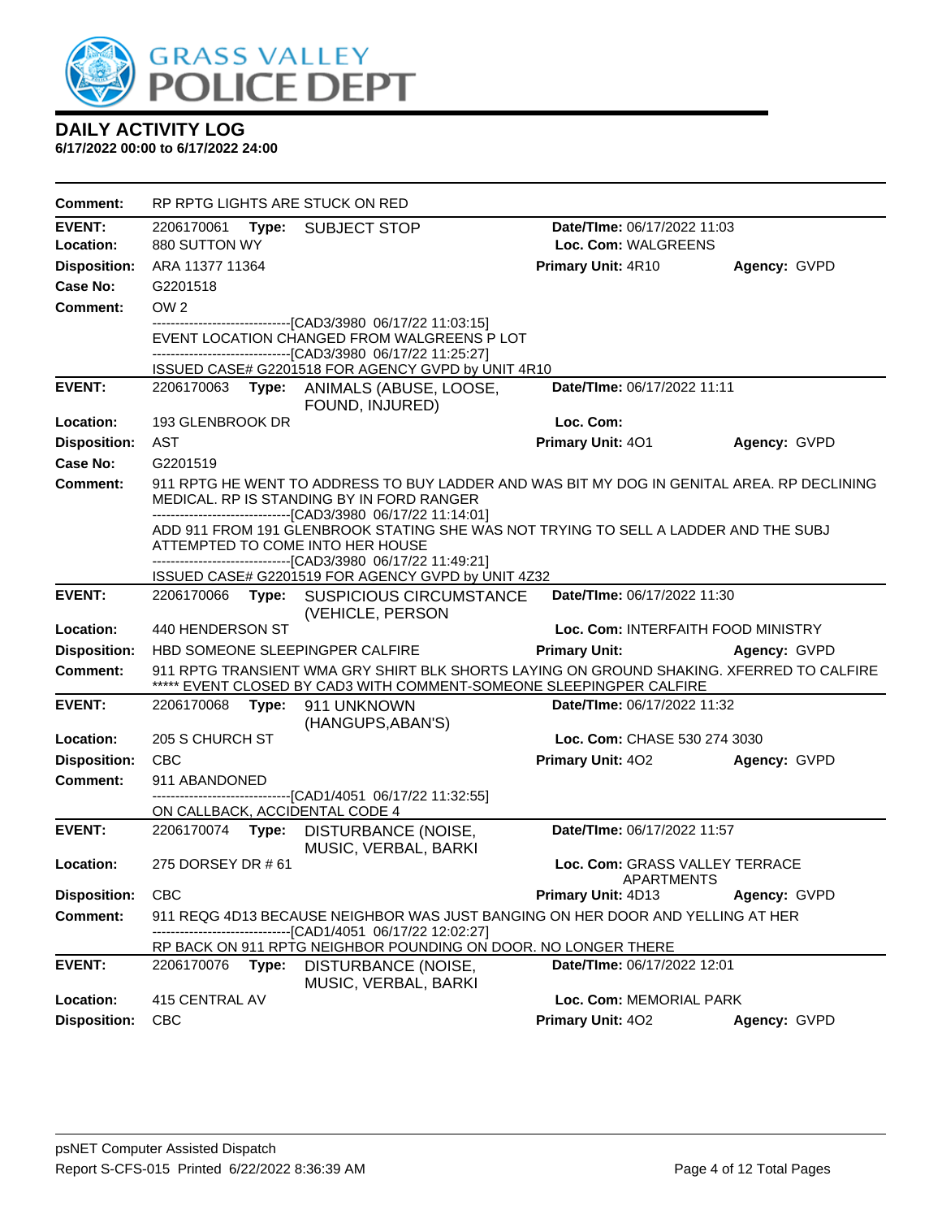# DAILY ACTIVITY LOG

**6/17/2022 00:00 to 6/17/2022 24:00**

**Comment:** RP RPTG LIGHTS ARE STUCK ON RED

---

**EVENT:** 2206170061 **Type:** SUBJECT STOP **Date/TIme:** 06/17/2022 11:03
**Location:** 880 SUTTON WY **Loc. Com:** WALGREENS
**Disposition:** ARA 11377 11364 **Primary Unit:** 4R10 **Agency:** GVPD
**Case No:** G2201518
**Comment:** OW 2
------------------------------[CAD3/3980 06/17/22 11:03:15]
EVENT LOCATION CHANGED FROM WALGREENS P LOT
------------------------------[CAD3/3980 06/17/22 11:25:27]
ISSUED CASE# G2201518 FOR AGENCY GVPD by UNIT 4R10

---

**EVENT:** 2206170063 **Type:** ANIMALS (ABUSE, LOOSE, FOUND, INJURED) **Date/TIme:** 06/17/2022 11:11
**Location:** 193 GLENBROOK DR **Loc. Com:**
**Disposition:** AST **Primary Unit:** 4O1 **Agency:** GVPD
**Case No:** G2201519
**Comment:** 911 RPTG HE WENT TO ADDRESS TO BUY LADDER AND WAS BIT MY DOG IN GENITAL AREA. RP DECLINING MEDICAL. RP IS STANDING BY IN FORD RANGER
------------------------------[CAD3/3980 06/17/22 11:14:01]
ADD 911 FROM 191 GLENBROOK STATING SHE WAS NOT TRYING TO SELL A LADDER AND THE SUBJ ATTEMPTED TO COME INTO HER HOUSE
------------------------------[CAD3/3980 06/17/22 11:49:21]
ISSUED CASE# G2201519 FOR AGENCY GVPD by UNIT 4Z32

---

**EVENT:** 2206170066 **Type:** SUSPICIOUS CIRCUMSTANCE (VEHICLE, PERSON **Date/TIme:** 06/17/2022 11:30
**Location:** 440 HENDERSON ST **Loc. Com:** INTERFAITH FOOD MINISTRY
**Disposition:** HBD SOMEONE SLEEPINGPER CALFIRE **Primary Unit:** **Agency:** GVPD
**Comment:** 911 RPTG TRANSIENT WMA GRY SHIRT BLK SHORTS LAYING ON GROUND SHAKING. XFERRED TO CALFIRE
***** EVENT CLOSED BY CAD3 WITH COMMENT-SOMEONE SLEEPINGPER CALFIRE

---

**EVENT:** 2206170068 **Type:** 911 UNKNOWN (HANGUPS,ABAN'S) **Date/TIme:** 06/17/2022 11:32
**Location:** 205 S CHURCH ST **Loc. Com:** CHASE 530 274 3030
**Disposition:** CBC **Primary Unit:** 4O2 **Agency:** GVPD
**Comment:** 911 ABANDONED
------------------------------[CAD1/4051 06/17/22 11:32:55]
ON CALLBACK, ACCIDENTAL CODE 4

---

**EVENT:** 2206170074 **Type:** DISTURBANCE (NOISE, MUSIC, VERBAL, BARKI **Date/TIme:** 06/17/2022 11:57
**Location:** 275 DORSEY DR # 61 **Loc. Com:** GRASS VALLEY TERRACE APARTMENTS
**Disposition:** CBC **Primary Unit:** 4D13 **Agency:** GVPD
**Comment:** 911 REQG 4D13 BECAUSE NEIGHBOR WAS JUST BANGING ON HER DOOR AND YELLING AT HER
------------------------------[CAD1/4051 06/17/22 12:02:27]
RP BACK ON 911 RPTG NEIGHBOR POUNDING ON DOOR. NO LONGER THERE

---

**EVENT:** 2206170076 **Type:** DISTURBANCE (NOISE, MUSIC, VERBAL, BARKI **Date/TIme:** 06/17/2022 12:01
**Location:** 415 CENTRAL AV **Loc. Com:** MEMORIAL PARK
**Disposition:** CBC **Primary Unit:** 4O2 **Agency:** GVPD

---

psNET Computer Assisted Dispatch
Report S-CFS-015 Printed 6/22/2022 8:36:39 AM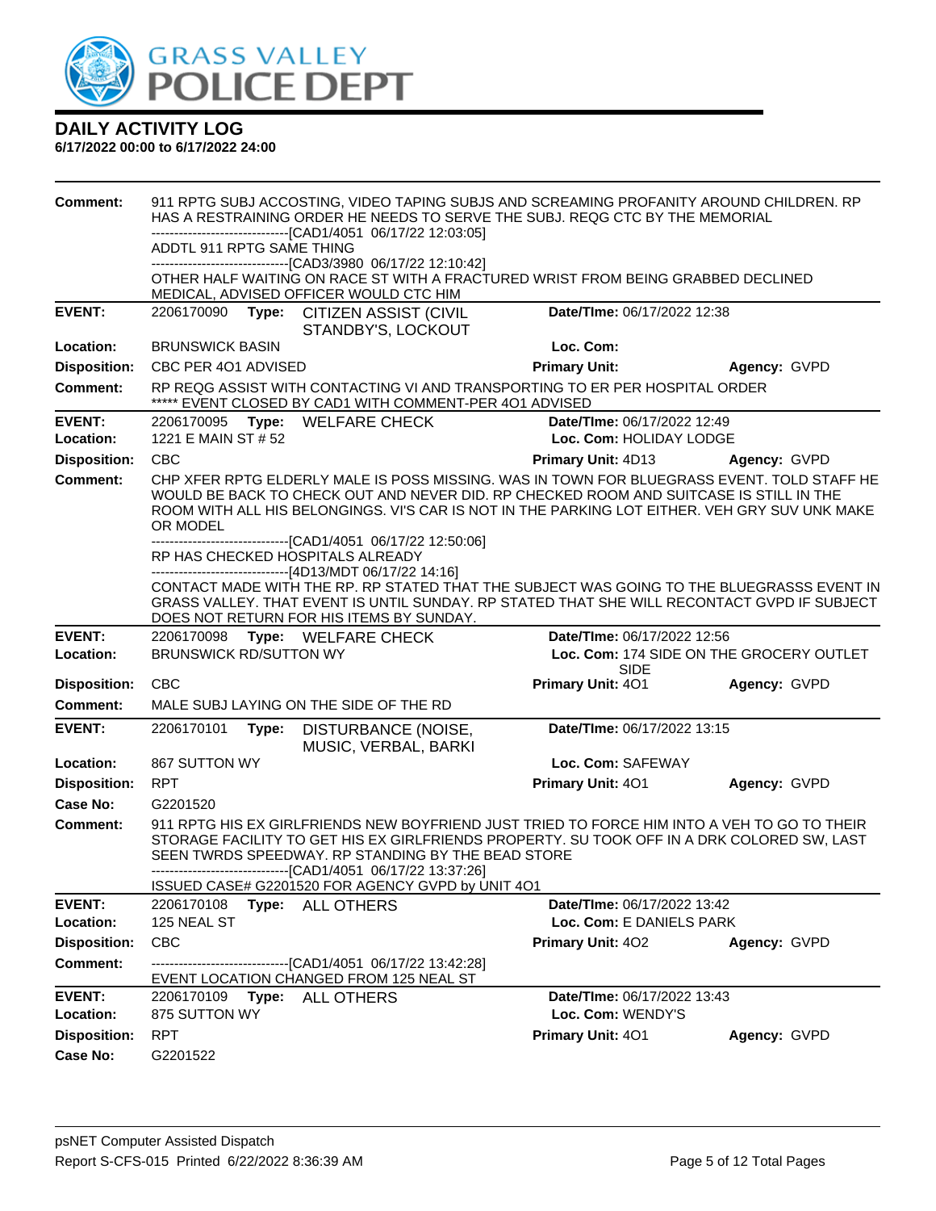# DAILY ACTIVITY LOG

**6/17/2022 00:00 to 6/17/2022 24:00**

**Comment:** 911 RPTG SUBJ ACCOSTING, VIDEO TAPING SUBJS AND SCREAMING PROFANITY AROUND CHILDREN. RP HAS A RESTRAINING ORDER HE NEEDS TO SERVE THE SUBJ. REQG CTC BY THE MEMORIAL
------------------------------[CAD1/4051 06/17/22 12:03:05]
ADDTL 911 RPTG SAME THING
------------------------------[CAD3/3980 06/17/22 12:10:42]
OTHER HALF WAITING ON RACE ST WITH A FRACTURED WRIST FROM BEING GRABBED DECLINED MEDICAL, ADVISED OFFICER WOULD CTC HIM

---

**EVENT:** 2206170090 **Type:** CITIZEN ASSIST (CIVIL STANDBY'S, LOCKOUT **Date/TIme:** 06/17/2022 12:38
**Location:** BRUNSWICK BASIN **Loc. Com:**
**Disposition:** CBC PER 4O1 ADVISED **Primary Unit:** **Agency:** GVPD
**Comment:** RP REQG ASSIST WITH CONTACTING VI AND TRANSPORTING TO ER PER HOSPITAL ORDER
***** EVENT CLOSED BY CAD1 WITH COMMENT-PER 4O1 ADVISED

---

**EVENT:** 2206170095 **Type:** WELFARE CHECK **Date/TIme:** 06/17/2022 12:49
**Location:** 1221 E MAIN ST # 52 **Loc. Com:** HOLIDAY LODGE
**Disposition:** CBC **Primary Unit:** 4D13 **Agency:** GVPD
**Comment:** CHP XFER RPTG ELDERLY MALE IS POSS MISSING. WAS IN TOWN FOR BLUEGRASS EVENT. TOLD STAFF HE WOULD BE BACK TO CHECK OUT AND NEVER DID. RP CHECKED ROOM AND SUITCASE IS STILL IN THE ROOM WITH ALL HIS BELONGINGS. VI'S CAR IS NOT IN THE PARKING LOT EITHER. VEH GRY SUV UNK MAKE OR MODEL
------------------------------[CAD1/4051 06/17/22 12:50:06]
RP HAS CHECKED HOSPITALS ALREADY
------------------------------[4D13/MDT 06/17/22 14:16]
CONTACT MADE WITH THE RP. RP STATED THAT THE SUBJECT WAS GOING TO THE BLUEGRASSS EVENT IN GRASS VALLEY. THAT EVENT IS UNTIL SUNDAY. RP STATED THAT SHE WILL RECONTACT GVPD IF SUBJECT DOES NOT RETURN FOR HIS ITEMS BY SUNDAY.

---

**EVENT:** 2206170098 **Type:** WELFARE CHECK **Date/TIme:** 06/17/2022 12:56
**Location:** BRUNSWICK RD/SUTTON WY **Loc. Com:** 174 SIDE ON THE GROCERY OUTLET SIDE
**Disposition:** CBC **Primary Unit:** 4O1 **Agency:** GVPD
**Comment:** MALE SUBJ LAYING ON THE SIDE OF THE RD

---

**EVENT:** 2206170101 **Type:** DISTURBANCE (NOISE, MUSIC, VERBAL, BARKI **Date/TIme:** 06/17/2022 13:15
**Location:** 867 SUTTON WY **Loc. Com:** SAFEWAY
**Disposition:** RPT **Primary Unit:** 4O1 **Agency:** GVPD
**Case No:** G2201520
**Comment:** 911 RPTG HIS EX GIRLFRIENDS NEW BOYFRIEND JUST TRIED TO FORCE HIM INTO A VEH TO GO TO THEIR STORAGE FACILITY TO GET HIS EX GIRLFRIENDS PROPERTY. SU TOOK OFF IN A DRK COLORED SW, LAST SEEN TWRDS SPEEDWAY. RP STANDING BY THE BEAD STORE
------------------------------[CAD1/4051 06/17/22 13:37:26]
ISSUED CASE# G2201520 FOR AGENCY GVPD by UNIT 4O1

---

**EVENT:** 2206170108 **Type:** ALL OTHERS **Date/TIme:** 06/17/2022 13:42
**Location:** 125 NEAL ST **Loc. Com:** E DANIELS PARK
**Disposition:** CBC **Primary Unit:** 4O2 **Agency:** GVPD
**Comment:** ------------------------------[CAD1/4051 06/17/22 13:42:28]
EVENT LOCATION CHANGED FROM 125 NEAL ST

---

**EVENT:** 2206170109 **Type:** ALL OTHERS **Date/TIme:** 06/17/2022 13:43
**Location:** 875 SUTTON WY **Loc. Com:** WENDY'S
**Disposition:** RPT **Primary Unit:** 4O1 **Agency:** GVPD
**Case No:** G2201522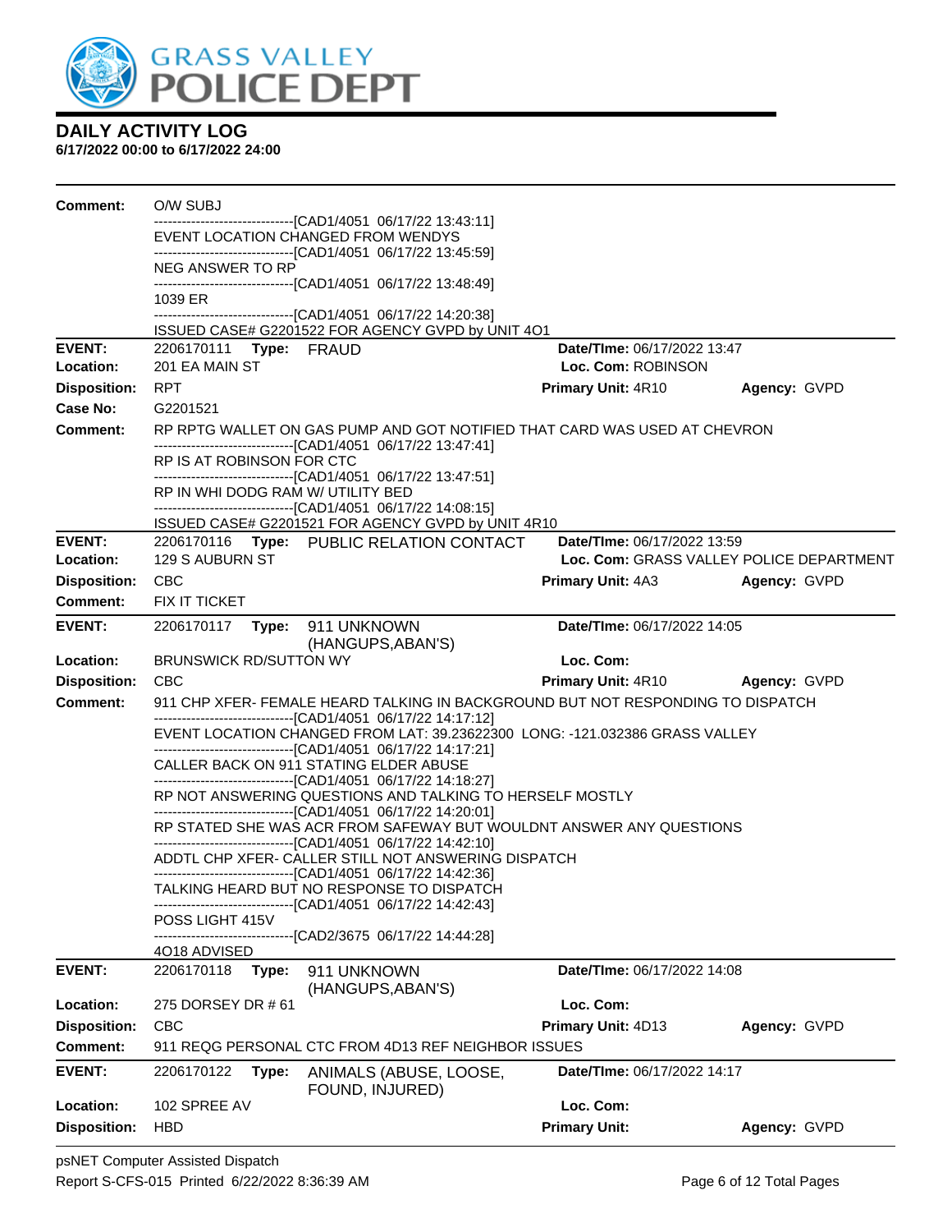# GRASS VALLEY POLICE DEPT

## DAILY ACTIVITY LOG

**6/17/2022 00:00 to 6/17/2022 24:00**

**Comment:** O/W SUBJ
------------------------------[CAD1/4051 06/17/22 13:43:11]
EVENT LOCATION CHANGED FROM WENDYS
------------------------------[CAD1/4051 06/17/22 13:45:59]
NEG ANSWER TO RP
------------------------------[CAD1/4051 06/17/22 13:48:49]
1039 ER
------------------------------[CAD1/4051 06/17/22 14:20:38]
ISSUED CASE# G2201522 FOR AGENCY GVPD by UNIT 4O1

---

**EVENT:** 2206170111 **Type:** FRAUD **Date/TIme:** 06/17/2022 13:47
**Location:** 201 EA MAIN ST **Loc. Com:** ROBINSON
**Disposition:** RPT **Primary Unit:** 4R10 **Agency:** GVPD
**Case No:** G2201521
**Comment:** RP RPTG WALLET ON GAS PUMP AND GOT NOTIFIED THAT CARD WAS USED AT CHEVRON
------------------------------[CAD1/4051 06/17/22 13:47:41]
RP IS AT ROBINSON FOR CTC
------------------------------[CAD1/4051 06/17/22 13:47:51]
RP IN WHI DODG RAM W/ UTILITY BED
------------------------------[CAD1/4051 06/17/22 14:08:15]
ISSUED CASE# G2201521 FOR AGENCY GVPD by UNIT 4R10

---

**EVENT:** 2206170116 **Type:** PUBLIC RELATION CONTACT **Date/TIme:** 06/17/2022 13:59
**Location:** 129 S AUBURN ST **Loc. Com:** GRASS VALLEY POLICE DEPARTMENT
**Disposition:** CBC **Primary Unit:** 4A3 **Agency:** GVPD
**Comment:** FIX IT TICKET

---

**EVENT:** 2206170117 **Type:** 911 UNKNOWN (HANGUPS,ABAN'S) **Date/TIme:** 06/17/2022 14:05
**Location:** BRUNSWICK RD/SUTTON WY **Loc. Com:**
**Disposition:** CBC **Primary Unit:** 4R10 **Agency:** GVPD
**Comment:** 911 CHP XFER- FEMALE HEARD TALKING IN BACKGROUND BUT NOT RESPONDING TO DISPATCH
------------------------------[CAD1/4051 06/17/22 14:17:12]
EVENT LOCATION CHANGED FROM LAT: 39.23622300 LONG: -121.032386 GRASS VALLEY
------------------------------[CAD1/4051 06/17/22 14:17:21]
CALLER BACK ON 911 STATING ELDER ABUSE
------------------------------[CAD1/4051 06/17/22 14:18:27]
RP NOT ANSWERING QUESTIONS AND TALKING TO HERSELF MOSTLY
------------------------------[CAD1/4051 06/17/22 14:20:01]
RP STATED SHE WAS ACR FROM SAFEWAY BUT WOULDNT ANSWER ANY QUESTIONS
------------------------------[CAD1/4051 06/17/22 14:42:10]
ADDTL CHP XFER- CALLER STILL NOT ANSWERING DISPATCH
------------------------------[CAD1/4051 06/17/22 14:42:36]
TALKING HEARD BUT NO RESPONSE TO DISPATCH
------------------------------[CAD1/4051 06/17/22 14:42:43]
POSS LIGHT 415V
------------------------------[CAD2/3675 06/17/22 14:44:28]
4O18 ADVISED

---

**EVENT:** 2206170118 **Type:** 911 UNKNOWN (HANGUPS,ABAN'S) **Date/TIme:** 06/17/2022 14:08
**Location:** 275 DORSEY DR # 61 **Loc. Com:**
**Disposition:** CBC **Primary Unit:** 4D13 **Agency:** GVPD
**Comment:** 911 REQG PERSONAL CTC FROM 4D13 REF NEIGHBOR ISSUES

---

**EVENT:** 2206170122 **Type:** ANIMALS (ABUSE, LOOSE, FOUND, INJURED) **Date/TIme:** 06/17/2022 14:17
**Location:** 102 SPREE AV **Loc. Com:**
**Disposition:** HBD **Primary Unit:** **Agency:** GVPD

psNET Computer Assisted Dispatch
Report S-CFS-015 Printed 6/22/2022 8:36:39 AM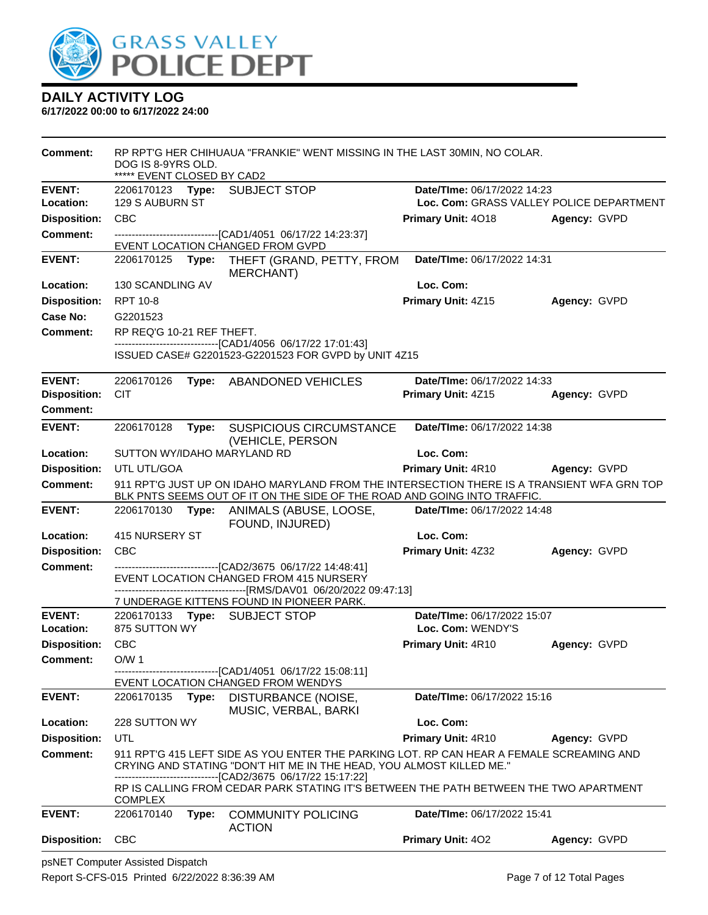# DAILY ACTIVITY LOG

**6/17/2022 00:00 to 6/17/2022 24:00**

**Comment:** RP RPT'G HER CHIHUAUA "FRANKIE" WENT MISSING IN THE LAST 30MIN, NO COLAR. DOG IS 8-9YRS OLD.
***** EVENT CLOSED BY CAD2

---

**EVENT:** 2206170123 **Type:** SUBJECT STOP **Date/TIme:** 06/17/2022 14:23
**Location:** 129 S AUBURN ST **Loc. Com:** GRASS VALLEY POLICE DEPARTMENT
**Disposition:** CBC **Primary Unit:** 4O18 **Agency:** GVPD
**Comment:** -------------------------------[CAD1/4051 06/17/22 14:23:37]
EVENT LOCATION CHANGED FROM GVPD

---

**EVENT:** 2206170125 **Type:** THEFT (GRAND, PETTY, FROM MERCHANT) **Date/TIme:** 06/17/2022 14:31
**Location:** 130 SCANDLING AV **Loc. Com:**
**Disposition:** RPT 10-8 **Primary Unit:** 4Z15 **Agency:** GVPD
**Case No:** G2201523
**Comment:** RP REQ'G 10-21 REF THEFT.
-------------------------------[CAD1/4056 06/17/22 17:01:43]
ISSUED CASE# G2201523-G2201523 FOR GVPD by UNIT 4Z15

---

**EVENT:** 2206170126 **Type:** ABANDONED VEHICLES **Date/TIme:** 06/17/2022 14:33
**Disposition:** CIT **Primary Unit:** 4Z15 **Agency:** GVPD
**Comment:**

---

**EVENT:** 2206170128 **Type:** SUSPICIOUS CIRCUMSTANCE (VEHICLE, PERSON **Date/TIme:** 06/17/2022 14:38
**Location:** SUTTON WY/IDAHO MARYLAND RD **Loc. Com:**
**Disposition:** UTL UTL/GOA **Primary Unit:** 4R10 **Agency:** GVPD
**Comment:** 911 RPT'G JUST UP ON IDAHO MARYLAND FROM THE INTERSECTION THERE IS A TRANSIENT WFA GRN TOP BLK PNTS SEEMS OUT OF IT ON THE SIDE OF THE ROAD AND GOING INTO TRAFFIC.

---

**EVENT:** 2206170130 **Type:** ANIMALS (ABUSE, LOOSE, FOUND, INJURED) **Date/TIme:** 06/17/2022 14:48
**Location:** 415 NURSERY ST **Loc. Com:**
**Disposition:** CBC **Primary Unit:** 4Z32 **Agency:** GVPD
**Comment:** -------------------------------[CAD2/3675 06/17/22 14:48:41]
EVENT LOCATION CHANGED FROM 415 NURSERY
--------------------------------------[RMS/DAV01 06/20/2022 09:47:13]
7 UNDERAGE KITTENS FOUND IN PIONEER PARK.

---

**EVENT:** 2206170133 **Type:** SUBJECT STOP **Date/TIme:** 06/17/2022 15:07
**Location:** 875 SUTTON WY **Loc. Com:** WENDY'S
**Disposition:** CBC **Primary Unit:** 4R10 **Agency:** GVPD
**Comment:** O/W 1
-------------------------------[CAD1/4051 06/17/22 15:08:11]
EVENT LOCATION CHANGED FROM WENDYS

---

**EVENT:** 2206170135 **Type:** DISTURBANCE (NOISE, MUSIC, VERBAL, BARKI **Date/TIme:** 06/17/2022 15:16
**Location:** 228 SUTTON WY **Loc. Com:**
**Disposition:** UTL **Primary Unit:** 4R10 **Agency:** GVPD
**Comment:** 911 RPT'G 415 LEFT SIDE AS YOU ENTER THE PARKING LOT. RP CAN HEAR A FEMALE SCREAMING AND CRYING AND STATING "DON'T HIT ME IN THE HEAD, YOU ALMOST KILLED ME."
-------------------------------[CAD2/3675 06/17/22 15:17:22]
RP IS CALLING FROM CEDAR PARK STATING IT'S BETWEEN THE PATH BETWEEN THE TWO APARTMENT COMPLEX

---

**EVENT:** 2206170140 **Type:** COMMUNITY POLICING ACTION **Date/TIme:** 06/17/2022 15:41
**Disposition:** CBC **Primary Unit:** 4O2 **Agency:** GVPD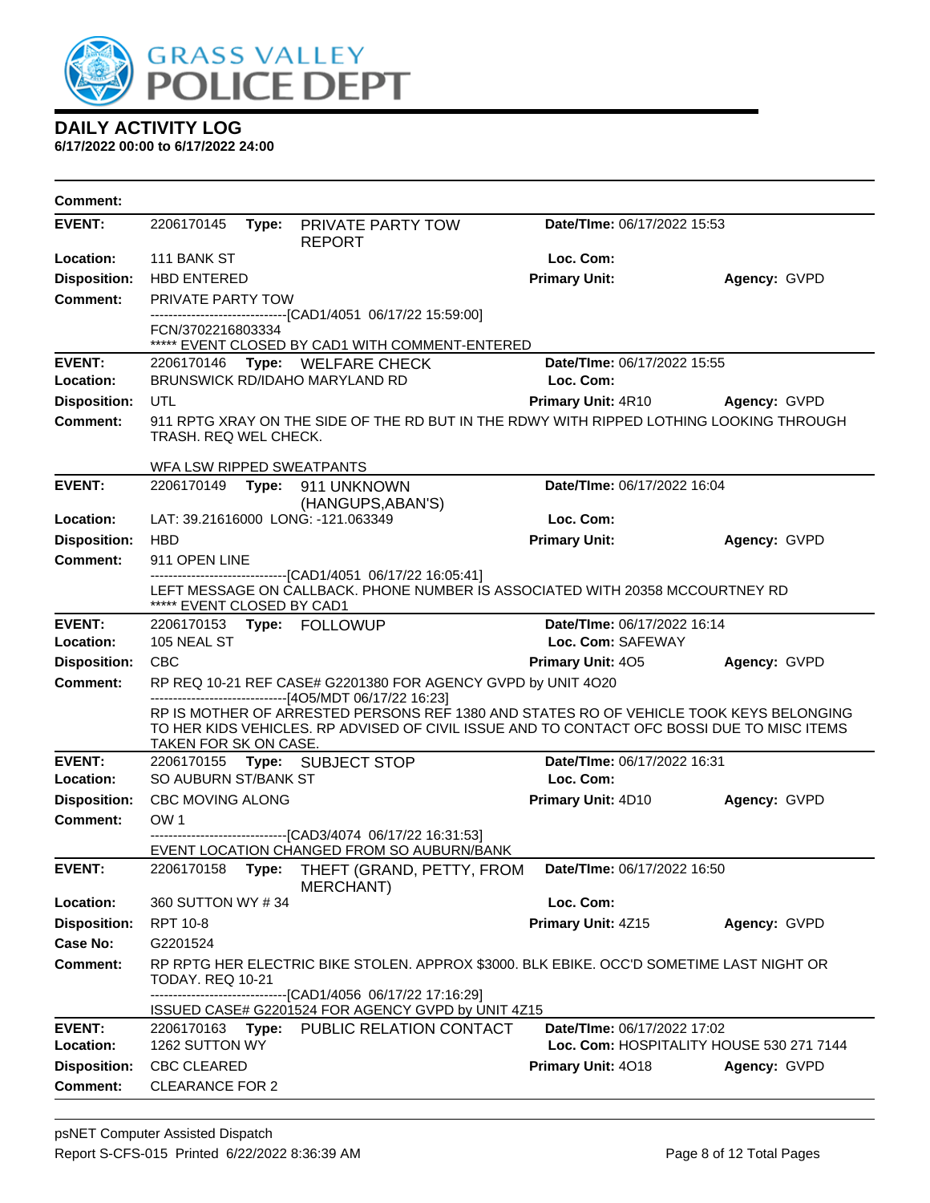GRASS VALLEY POLICE DEPT

## DAILY ACTIVITY LOG

**6/17/2022 00:00 to 6/17/2022 24:00**

**Comment:**

| | | | |
|---|---|---|---|
| **EVENT:** | 2206170145 **Type:** PRIVATE PARTY TOW REPORT | **Date/TIme:** 06/17/2022 15:53 | |
| **Location:** | 111 BANK ST | **Loc. Com:** | |
| **Disposition:** | HBD ENTERED | **Primary Unit:** | **Agency:** GVPD |
| **Comment:** | PRIVATE PARTY TOW<br>------------------------------[CAD1/4051 06/17/22 15:59:00]<br>FCN/3702216803334<br>***** EVENT CLOSED BY CAD1 WITH COMMENT-ENTERED | | |
| **EVENT:** | 2206170146 **Type:** WELFARE CHECK | **Date/TIme:** 06/17/2022 15:55 | |
| **Location:** | BRUNSWICK RD/IDAHO MARYLAND RD | **Loc. Com:** | |
| **Disposition:** | UTL | **Primary Unit:** 4R10 | **Agency:** GVPD |
| **Comment:** | 911 RPTG XRAY ON THE SIDE OF THE RD BUT IN THE RDWY WITH RIPPED LOTHING LOOKING THROUGH TRASH. REQ WEL CHECK.<br><br>WFA LSW RIPPED SWEATPANTS | | |
| **EVENT:** | 2206170149 **Type:** 911 UNKNOWN (HANGUPS,ABAN'S) | **Date/TIme:** 06/17/2022 16:04 | |
| **Location:** | LAT: 39.21616000 LONG: -121.063349 | **Loc. Com:** | |
| **Disposition:** | HBD | **Primary Unit:** | **Agency:** GVPD |
| **Comment:** | 911 OPEN LINE<br>------------------------------[CAD1/4051 06/17/22 16:05:41]<br>LEFT MESSAGE ON CALLBACK. PHONE NUMBER IS ASSOCIATED WITH 20358 MCCOURTNEY RD<br>***** EVENT CLOSED BY CAD1 | | |
| **EVENT:** | 2206170153 **Type:** FOLLOWUP | **Date/TIme:** 06/17/2022 16:14 | |
| **Location:** | 105 NEAL ST | **Loc. Com:** SAFEWAY | |
| **Disposition:** | CBC | **Primary Unit:** 4O5 | **Agency:** GVPD |
| **Comment:** | RP REQ 10-21 REF CASE# G2201380 FOR AGENCY GVPD by UNIT 4O20<br>------------------------------[4O5/MDT 06/17/22 16:23]<br>RP IS MOTHER OF ARRESTED PERSONS REF 1380 AND STATES RO OF VEHICLE TOOK KEYS BELONGING TO HER KIDS VEHICLES. RP ADVISED OF CIVIL ISSUE AND TO CONTACT OFC BOSSI DUE TO MISC ITEMS TAKEN FOR SK ON CASE. | | |
| **EVENT:** | 2206170155 **Type:** SUBJECT STOP | **Date/TIme:** 06/17/2022 16:31 | |
| **Location:** | SO AUBURN ST/BANK ST | **Loc. Com:** | |
| **Disposition:** | CBC MOVING ALONG | **Primary Unit:** 4D10 | **Agency:** GVPD |
| **Comment:** | OW 1<br>------------------------------[CAD3/4074 06/17/22 16:31:53]<br>EVENT LOCATION CHANGED FROM SO AUBURN/BANK | | |
| **EVENT:** | 2206170158 **Type:** THEFT (GRAND, PETTY, FROM MERCHANT) | **Date/TIme:** 06/17/2022 16:50 | |
| **Location:** | 360 SUTTON WY # 34 | **Loc. Com:** | |
| **Disposition:** | RPT 10-8 | **Primary Unit:** 4Z15 | **Agency:** GVPD |
| **Case No:** | G2201524 | | |
| **Comment:** | RP RPTG HER ELECTRIC BIKE STOLEN. APPROX $3000. BLK EBIKE. OCC'D SOMETIME LAST NIGHT OR TODAY. REQ 10-21<br>------------------------------[CAD1/4056 06/17/22 17:16:29]<br>ISSUED CASE# G2201524 FOR AGENCY GVPD by UNIT 4Z15 | | |
| **EVENT:** | 2206170163 **Type:** PUBLIC RELATION CONTACT | **Date/TIme:** 06/17/2022 17:02 | |
| **Location:** | 1262 SUTTON WY | **Loc. Com:** HOSPITALITY HOUSE 530 271 7144 | |
| **Disposition:** | CBC CLEARED | **Primary Unit:** 4O18 | **Agency:** GVPD |
| **Comment:** | CLEARANCE FOR 2 | | |

psNET Computer Assisted Dispatch
Report S-CFS-015 Printed 6/22/2022 8:36:39 AM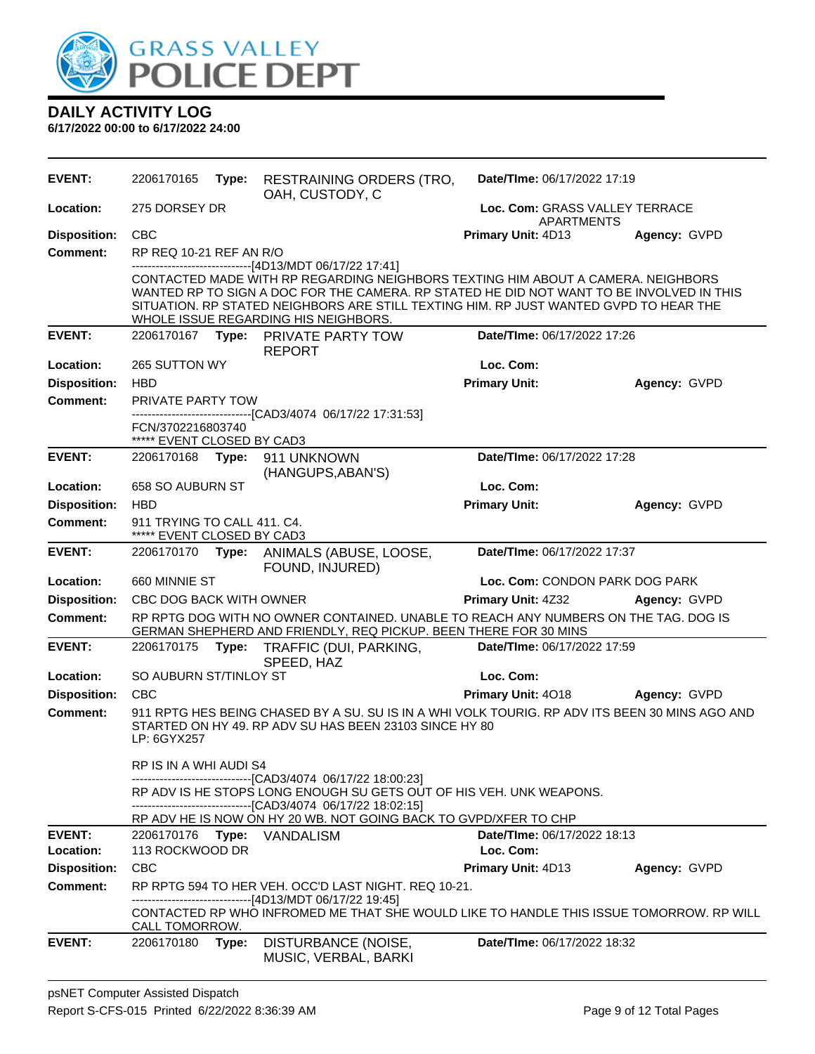# DAILY ACTIVITY LOG

**6/17/2022 00:00 to 6/17/2022 24:00**

| | | | |
|---|---|---|---|
| **EVENT:** | 2206170165 **Type:** RESTRAINING ORDERS (TRO, OAH, CUSTODY, C | **Date/TIme:** 06/17/2022 17:19 | |
| **Location:** | 275 DORSEY DR | **Loc. Com:** GRASS VALLEY TERRACE APARTMENTS | |
| **Disposition:** | CBC | **Primary Unit:** 4D13 | **Agency:** GVPD |

**Comment:** RP REQ 10-21 REF AN R/O
------------------------------[4D13/MDT 06/17/22 17:41]
CONTACTED MADE WITH RP REGARDING NEIGHBORS TEXTING HIM ABOUT A CAMERA. NEIGHBORS WANTED RP TO SIGN A DOC FOR THE CAMERA. RP STATED HE DID NOT WANT TO BE INVOLVED IN THIS SITUATION. RP STATED NEIGHBORS ARE STILL TEXTING HIM. RP JUST WANTED GVPD TO HEAR THE WHOLE ISSUE REGARDING HIS NEIGHBORS.

| | | | |
|---|---|---|---|
| **EVENT:** | 2206170167 **Type:** PRIVATE PARTY TOW REPORT | **Date/TIme:** 06/17/2022 17:26 | |
| **Location:** | 265 SUTTON WY | **Loc. Com:** | |
| **Disposition:** | HBD | **Primary Unit:** | **Agency:** GVPD |

**Comment:** PRIVATE PARTY TOW
------------------------------[CAD3/4074 06/17/22 17:31:53]
FCN/3702216803740
***** EVENT CLOSED BY CAD3

| | | | |
|---|---|---|---|
| **EVENT:** | 2206170168 **Type:** 911 UNKNOWN (HANGUPS,ABAN'S) | **Date/TIme:** 06/17/2022 17:28 | |
| **Location:** | 658 SO AUBURN ST | **Loc. Com:** | |
| **Disposition:** | HBD | **Primary Unit:** | **Agency:** GVPD |

**Comment:** 911 TRYING TO CALL 411. C4.
***** EVENT CLOSED BY CAD3

| | | | |
|---|---|---|---|
| **EVENT:** | 2206170170 **Type:** ANIMALS (ABUSE, LOOSE, FOUND, INJURED) | **Date/TIme:** 06/17/2022 17:37 | |
| **Location:** | 660 MINNIE ST | **Loc. Com:** CONDON PARK DOG PARK | |
| **Disposition:** | CBC DOG BACK WITH OWNER | **Primary Unit:** 4Z32 | **Agency:** GVPD |

**Comment:** RP RPTG DOG WITH NO OWNER CONTAINED. UNABLE TO REACH ANY NUMBERS ON THE TAG. DOG IS GERMAN SHEPHERD AND FRIENDLY, REQ PICKUP. BEEN THERE FOR 30 MINS

| | | | |
|---|---|---|---|
| **EVENT:** | 2206170175 **Type:** TRAFFIC (DUI, PARKING, SPEED, HAZ | **Date/TIme:** 06/17/2022 17:59 | |
| **Location:** | SO AUBURN ST/TINLOY ST | **Loc. Com:** | |
| **Disposition:** | CBC | **Primary Unit:** 4O18 | **Agency:** GVPD |

**Comment:** 911 RPTG HES BEING CHASED BY A SU. SU IS IN A WHI VOLK TOURIG. RP ADV ITS BEEN 30 MINS AGO AND STARTED ON HY 49. RP ADV SU HAS BEEN 23103 SINCE HY 80
LP: 6GYX257

RP IS IN A WHI AUDI S4
------------------------------[CAD3/4074 06/17/22 18:00:23]
RP ADV IS HE STOPS LONG ENOUGH SU GETS OUT OF HIS VEH. UNK WEAPONS.
------------------------------[CAD3/4074 06/17/22 18:02:15]
RP ADV HE IS NOW ON HY 20 WB. NOT GOING BACK TO GVPD/XFER TO CHP

| | | | |
|---|---|---|---|
| **EVENT:** | 2206170176 **Type:** VANDALISM | **Date/TIme:** 06/17/2022 18:13 | |
| **Location:** | 113 ROCKWOOD DR | **Loc. Com:** | |
| **Disposition:** | CBC | **Primary Unit:** 4D13 | **Agency:** GVPD |

**Comment:** RP RPTG 594 TO HER VEH. OCC'D LAST NIGHT. REQ 10-21.
------------------------------[4D13/MDT 06/17/22 19:45]
CONTACTED RP WHO INFROMED ME THAT SHE WOULD LIKE TO HANDLE THIS ISSUE TOMORROW. RP WILL CALL TOMORROW.

| | | |
|---|---|---|
| **EVENT:** | 2206170180 **Type:** DISTURBANCE (NOISE, MUSIC, VERBAL, BARKI | **Date/TIme:** 06/17/2022 18:32 |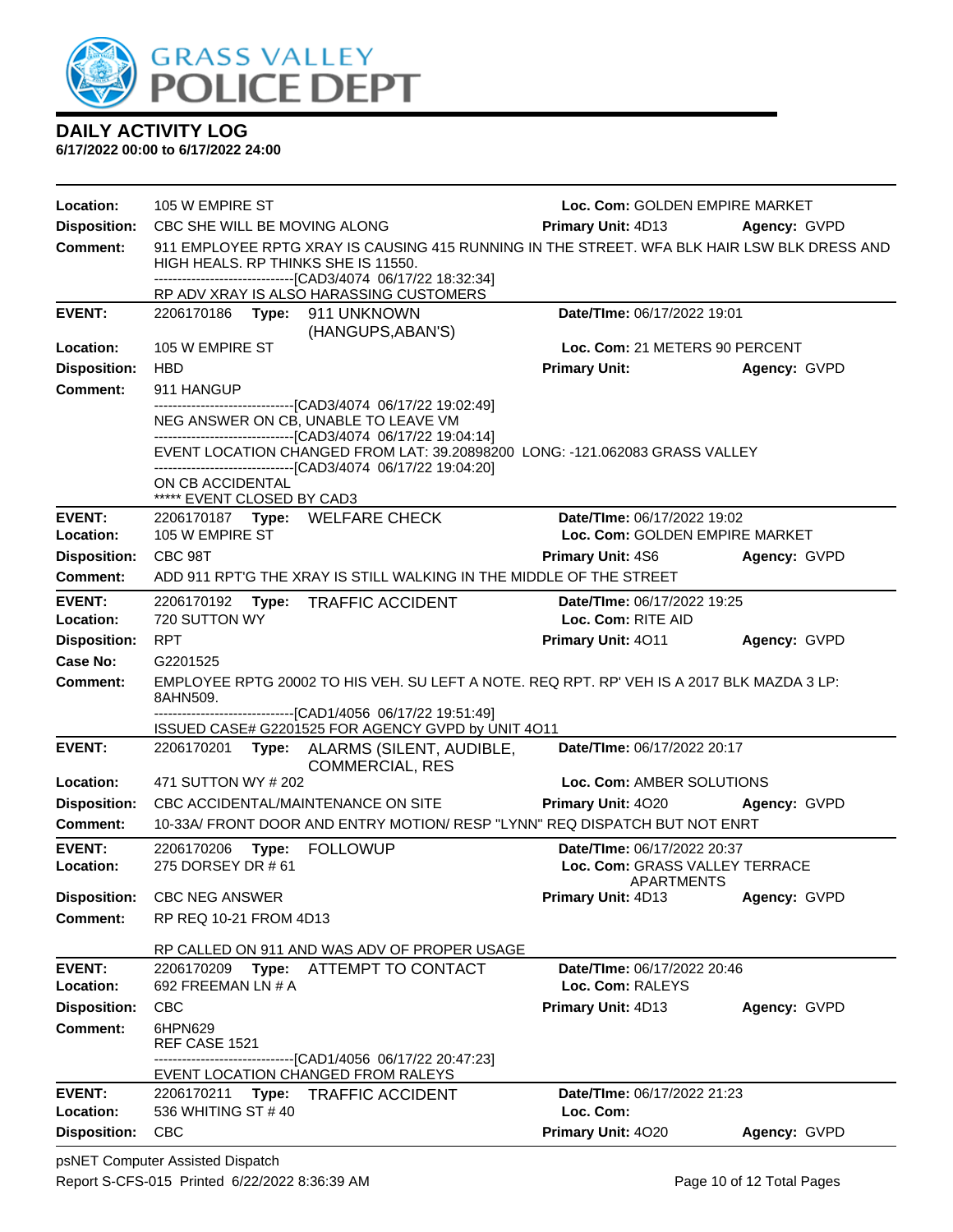# DAILY ACTIVITY LOG

**6/17/2022 00:00 to 6/17/2022 24:00**

**Location:** 105 W EMPIRE ST | **Loc. Com:** GOLDEN EMPIRE MARKET
**Disposition:** CBC SHE WILL BE MOVING ALONG | **Primary Unit:** 4D13 | **Agency:** GVPD
**Comment:** 911 EMPLOYEE RPTG XRAY IS CAUSING 415 RUNNING IN THE STREET. WFA BLK HAIR LSW BLK DRESS AND HIGH HEALS. RP THINKS SHE IS 11550.
------------------------------[CAD3/4074 06/17/22 18:32:34]
RP ADV XRAY IS ALSO HARASSING CUSTOMERS

---

**EVENT:** 2206170186 **Type:** 911 UNKNOWN (HANGUPS,ABAN'S) | **Date/TIme:** 06/17/2022 19:01
**Location:** 105 W EMPIRE ST | **Loc. Com:** 21 METERS 90 PERCENT
**Disposition:** HBD | **Primary Unit:** | **Agency:** GVPD
**Comment:** 911 HANGUP
------------------------------[CAD3/4074 06/17/22 19:02:49]
NEG ANSWER ON CB, UNABLE TO LEAVE VM
------------------------------[CAD3/4074 06/17/22 19:04:14]
EVENT LOCATION CHANGED FROM LAT: 39.20898200 LONG: -121.062083 GRASS VALLEY
------------------------------[CAD3/4074 06/17/22 19:04:20]
ON CB ACCIDENTAL
***** EVENT CLOSED BY CAD3

---

**EVENT:** 2206170187 **Type:** WELFARE CHECK | **Date/TIme:** 06/17/2022 19:02
**Location:** 105 W EMPIRE ST | **Loc. Com:** GOLDEN EMPIRE MARKET
**Disposition:** CBC 98T | **Primary Unit:** 4S6 | **Agency:** GVPD
**Comment:** ADD 911 RPT'G THE XRAY IS STILL WALKING IN THE MIDDLE OF THE STREET

---

**EVENT:** 2206170192 **Type:** TRAFFIC ACCIDENT | **Date/TIme:** 06/17/2022 19:25
**Location:** 720 SUTTON WY | **Loc. Com:** RITE AID
**Disposition:** RPT | **Primary Unit:** 4O11 | **Agency:** GVPD
**Case No:** G2201525
**Comment:** EMPLOYEE RPTG 20002 TO HIS VEH. SU LEFT A NOTE. REQ RPT. RP' VEH IS A 2017 BLK MAZDA 3 LP: 8AHN509.
------------------------------[CAD1/4056 06/17/22 19:51:49]
ISSUED CASE# G2201525 FOR AGENCY GVPD by UNIT 4O11

---

**EVENT:** 2206170201 **Type:** ALARMS (SILENT, AUDIBLE, COMMERCIAL, RES | **Date/TIme:** 06/17/2022 20:17
**Location:** 471 SUTTON WY # 202 | **Loc. Com:** AMBER SOLUTIONS
**Disposition:** CBC ACCIDENTAL/MAINTENANCE ON SITE | **Primary Unit:** 4O20 | **Agency:** GVPD
**Comment:** 10-33A/ FRONT DOOR AND ENTRY MOTION/ RESP "LYNN" REQ DISPATCH BUT NOT ENRT

---

**EVENT:** 2206170206 **Type:** FOLLOWUP | **Date/TIme:** 06/17/2022 20:37
**Location:** 275 DORSEY DR # 61 | **Loc. Com:** GRASS VALLEY TERRACE APARTMENTS
**Disposition:** CBC NEG ANSWER | **Primary Unit:** 4D13 | **Agency:** GVPD
**Comment:** RP REQ 10-21 FROM 4D13

RP CALLED ON 911 AND WAS ADV OF PROPER USAGE

---

**EVENT:** 2206170209 **Type:** ATTEMPT TO CONTACT | **Date/TIme:** 06/17/2022 20:46
**Location:** 692 FREEMAN LN # A | **Loc. Com:** RALEYS
**Disposition:** CBC | **Primary Unit:** 4D13 | **Agency:** GVPD
**Comment:** 6HPN629
REF CASE 1521
------------------------------[CAD1/4056 06/17/22 20:47:23]
EVENT LOCATION CHANGED FROM RALEYS

---

**EVENT:** 2206170211 **Type:** TRAFFIC ACCIDENT | **Date/TIme:** 06/17/2022 21:23
**Location:** 536 WHITING ST # 40 | **Loc. Com:**
**Disposition:** CBC | **Primary Unit:** 4O20 | **Agency:** GVPD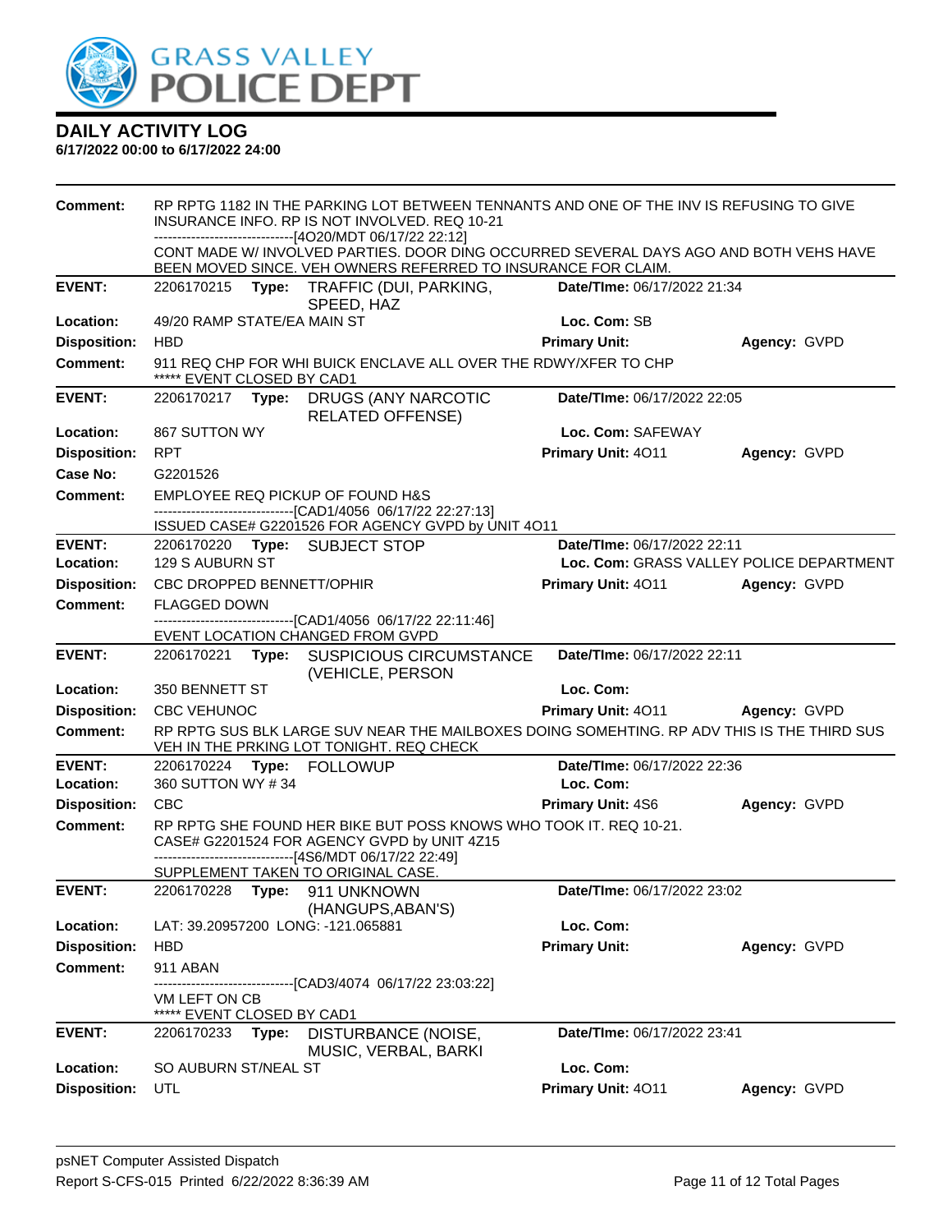# GRASS VALLEY POLICE DEPT

## DAILY ACTIVITY LOG

**6/17/2022 00:00 to 6/17/2022 24:00**

**Comment:** RP RPTG 1182 IN THE PARKING LOT BETWEEN TENNANTS AND ONE OF THE INV IS REFUSING TO GIVE INSURANCE INFO. RP IS NOT INVOLVED. REQ 10-21
------------------------------[4O20/MDT 06/17/22 22:12]
CONT MADE W/ INVOLVED PARTIES. DOOR DING OCCURRED SEVERAL DAYS AGO AND BOTH VEHS HAVE BEEN MOVED SINCE. VEH OWNERS REFERRED TO INSURANCE FOR CLAIM.

---

**EVENT:** 2206170215 **Type:** TRAFFIC (DUI, PARKING, SPEED, HAZ **Date/TIme:** 06/17/2022 21:34
**Location:** 49/20 RAMP STATE/EA MAIN ST **Loc. Com:** SB
**Disposition:** HBD **Primary Unit:** **Agency:** GVPD
**Comment:** 911 REQ CHP FOR WHI BUICK ENCLAVE ALL OVER THE RDWY/XFER TO CHP
***** EVENT CLOSED BY CAD1

---

**EVENT:** 2206170217 **Type:** DRUGS (ANY NARCOTIC RELATED OFFENSE) **Date/TIme:** 06/17/2022 22:05
**Location:** 867 SUTTON WY **Loc. Com:** SAFEWAY
**Disposition:** RPT **Primary Unit:** 4O11 **Agency:** GVPD
**Case No:** G2201526
**Comment:** EMPLOYEE REQ PICKUP OF FOUND H&S
------------------------------[CAD1/4056 06/17/22 22:27:13]
ISSUED CASE# G2201526 FOR AGENCY GVPD by UNIT 4O11

---

**EVENT:** 2206170220 **Type:** SUBJECT STOP **Date/TIme:** 06/17/2022 22:11
**Location:** 129 S AUBURN ST **Loc. Com:** GRASS VALLEY POLICE DEPARTMENT
**Disposition:** CBC DROPPED BENNETT/OPHIR **Primary Unit:** 4O11 **Agency:** GVPD
**Comment:** FLAGGED DOWN
------------------------------[CAD1/4056 06/17/22 22:11:46]
EVENT LOCATION CHANGED FROM GVPD

---

**EVENT:** 2206170221 **Type:** SUSPICIOUS CIRCUMSTANCE (VEHICLE, PERSON **Date/TIme:** 06/17/2022 22:11
**Location:** 350 BENNETT ST **Loc. Com:**
**Disposition:** CBC VEHUNOC **Primary Unit:** 4O11 **Agency:** GVPD
**Comment:** RP RPTG SUS BLK LARGE SUV NEAR THE MAILBOXES DOING SOMEHTING. RP ADV THIS IS THE THIRD SUS VEH IN THE PRKING LOT TONIGHT. REQ CHECK

---

**EVENT:** 2206170224 **Type:** FOLLOWUP **Date/TIme:** 06/17/2022 22:36
**Location:** 360 SUTTON WY # 34 **Loc. Com:**
**Disposition:** CBC **Primary Unit:** 4S6 **Agency:** GVPD
**Comment:** RP RPTG SHE FOUND HER BIKE BUT POSS KNOWS WHO TOOK IT. REQ 10-21.
CASE# G2201524 FOR AGENCY GVPD by UNIT 4Z15
------------------------------[4S6/MDT 06/17/22 22:49]
SUPPLEMENT TAKEN TO ORIGINAL CASE.

---

**EVENT:** 2206170228 **Type:** 911 UNKNOWN (HANGUPS,ABAN'S) **Date/TIme:** 06/17/2022 23:02
**Location:** LAT: 39.20957200 LONG: -121.065881 **Loc. Com:**
**Disposition:** HBD **Primary Unit:** **Agency:** GVPD
**Comment:** 911 ABAN
------------------------------[CAD3/4074 06/17/22 23:03:22]
VM LEFT ON CB
***** EVENT CLOSED BY CAD1

---

**EVENT:** 2206170233 **Type:** DISTURBANCE (NOISE, MUSIC, VERBAL, BARKI **Date/TIme:** 06/17/2022 23:41
**Location:** SO AUBURN ST/NEAL ST **Loc. Com:**
**Disposition:** UTL **Primary Unit:** 4O11 **Agency:** GVPD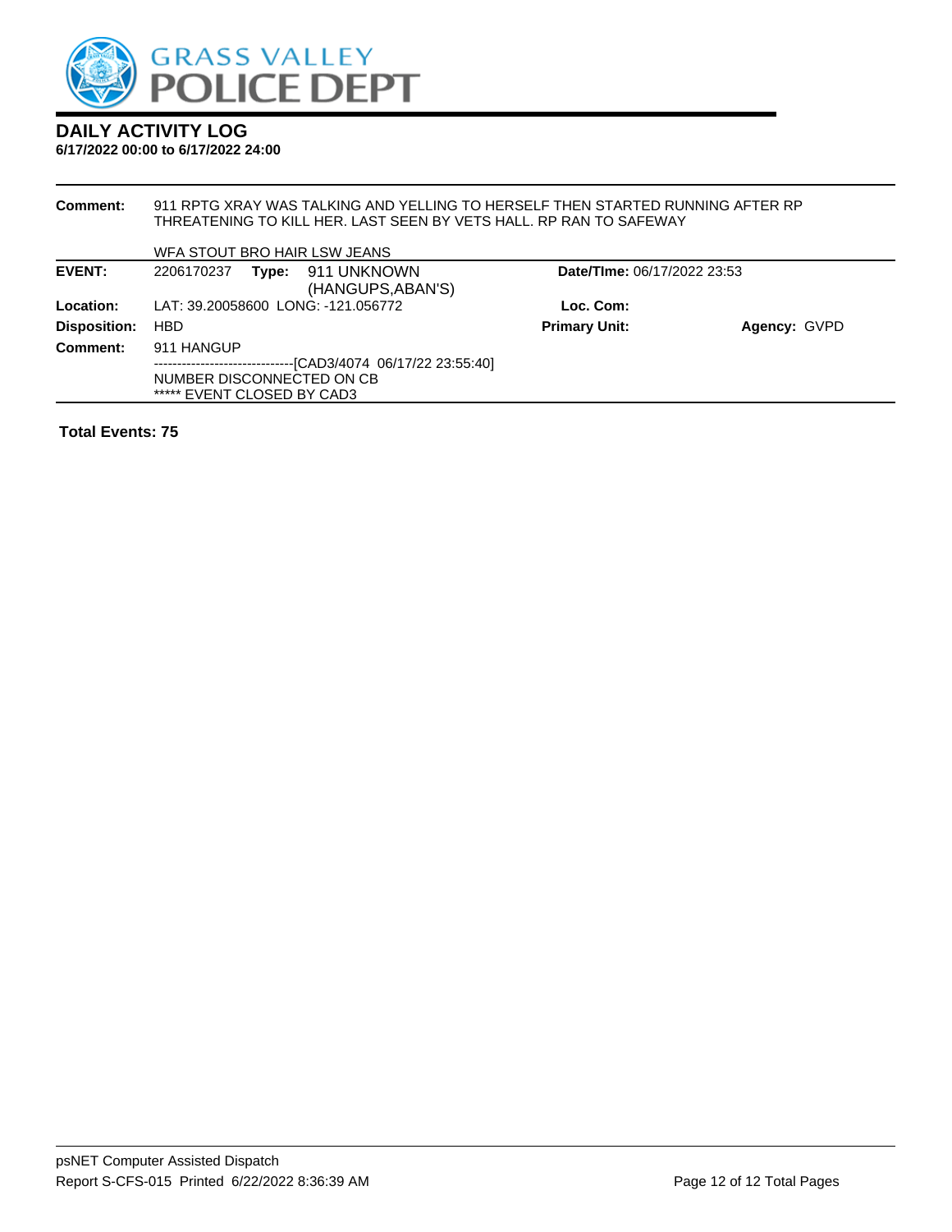**DAILY ACTIVITY LOG**
**6/17/2022 00:00 to 6/17/2022 24:00**

| | | | |
|---|---|---|---|
| **Comment:** | 911 RPTG XRAY WAS TALKING AND YELLING TO HERSELF THEN STARTED RUNNING AFTER RP THREATENING TO KILL HER. LAST SEEN BY VETS HALL. RP RAN TO SAFEWAY<br><br>WFA STOUT BRO HAIR LSW JEANS | | |
| **EVENT:** | 2206170237 **Type:** 911 UNKNOWN (HANGUPS,ABAN'S) | **Date/TIme:** 06/17/2022 23:53 | |
| **Location:** | LAT: 39.20058600 LONG: -121.056772 | **Loc. Com:** | |
| **Disposition:** | HBD | **Primary Unit:** | **Agency:** GVPD |
| **Comment:** | 911 HANGUP<br>------------------------------[CAD3/4074 06/17/22 23:55:40]<br>NUMBER DISCONNECTED ON CB<br>***** EVENT CLOSED BY CAD3 | | |

**Total Events: 75**

psNET Computer Assisted Dispatch
Report S-CFS-015 Printed 6/22/2022 8:36:39 AM